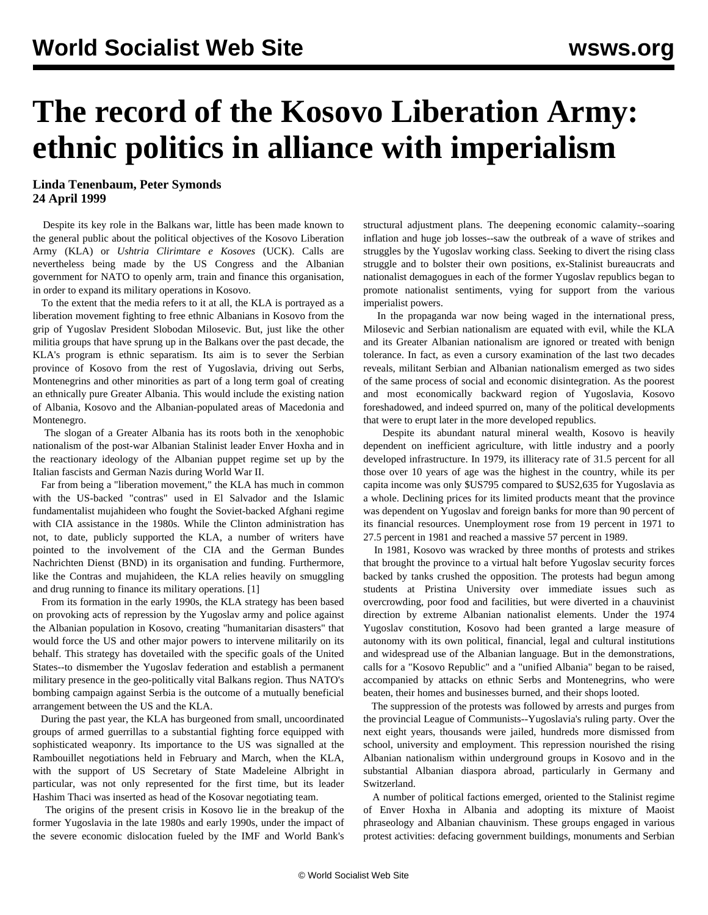# The record of the Kosovo Liberation Army: ethnic politics in alliance with imperialism

**Linda Tenenbaum, Peter Symonds**
**24 April 1999**

Despite its key role in the Balkans war, little has been made known to the general public about the political objectives of the Kosovo Liberation Army (KLA) or *Ushtria Clirimtare e Kosoves* (UCK). Calls are nevertheless being made by the US Congress and the Albanian government for NATO to openly arm, train and finance this organisation, in order to expand its military operations in Kosovo.

To the extent that the media refers to it at all, the KLA is portrayed as a liberation movement fighting to free ethnic Albanians in Kosovo from the grip of Yugoslav President Slobodan Milosevic. But, just like the other militia groups that have sprung up in the Balkans over the past decade, the KLA's program is ethnic separatism. Its aim is to sever the Serbian province of Kosovo from the rest of Yugoslavia, driving out Serbs, Montenegrins and other minorities as part of a long term goal of creating an ethnically pure Greater Albania. This would include the existing nation of Albania, Kosovo and the Albanian-populated areas of Macedonia and Montenegro.

The slogan of a Greater Albania has its roots both in the xenophobic nationalism of the post-war Albanian Stalinist leader Enver Hoxha and in the reactionary ideology of the Albanian puppet regime set up by the Italian fascists and German Nazis during World War II.

Far from being a "liberation movement," the KLA has much in common with the US-backed "contras" used in El Salvador and the Islamic fundamentalist mujahideen who fought the Soviet-backed Afghani regime with CIA assistance in the 1980s. While the Clinton administration has not, to date, publicly supported the KLA, a number of writers have pointed to the involvement of the CIA and the German Bundes Nachrichten Dienst (BND) in its organisation and funding. Furthermore, like the Contras and mujahideen, the KLA relies heavily on smuggling and drug running to finance its military operations. [1]

From its formation in the early 1990s, the KLA strategy has been based on provoking acts of repression by the Yugoslav army and police against the Albanian population in Kosovo, creating "humanitarian disasters" that would force the US and other major powers to intervene militarily on its behalf. This strategy has dovetailed with the specific goals of the United States--to dismember the Yugoslav federation and establish a permanent military presence in the geo-politically vital Balkans region. Thus NATO's bombing campaign against Serbia is the outcome of a mutually beneficial arrangement between the US and the KLA.

During the past year, the KLA has burgeoned from small, uncoordinated groups of armed guerrillas to a substantial fighting force equipped with sophisticated weaponry. Its importance to the US was signalled at the Rambouillet negotiations held in February and March, when the KLA, with the support of US Secretary of State Madeleine Albright in particular, was not only represented for the first time, but its leader Hashim Thaci was inserted as head of the Kosovar negotiating team.

The origins of the present crisis in Kosovo lie in the breakup of the former Yugoslavia in the late 1980s and early 1990s, under the impact of the severe economic dislocation fueled by the IMF and World Bank's structural adjustment plans. The deepening economic calamity--soaring inflation and huge job losses--saw the outbreak of a wave of strikes and struggles by the Yugoslav working class. Seeking to divert the rising class struggle and to bolster their own positions, ex-Stalinist bureaucrats and nationalist demagogues in each of the former Yugoslav republics began to promote nationalist sentiments, vying for support from the various imperialist powers.

In the propaganda war now being waged in the international press, Milosevic and Serbian nationalism are equated with evil, while the KLA and its Greater Albanian nationalism are ignored or treated with benign tolerance. In fact, as even a cursory examination of the last two decades reveals, militant Serbian and Albanian nationalism emerged as two sides of the same process of social and economic disintegration. As the poorest and most economically backward region of Yugoslavia, Kosovo foreshadowed, and indeed spurred on, many of the political developments that were to erupt later in the more developed republics.

Despite its abundant natural mineral wealth, Kosovo is heavily dependent on inefficient agriculture, with little industry and a poorly developed infrastructure. In 1979, its illiteracy rate of 31.5 percent for all those over 10 years of age was the highest in the country, while its per capita income was only $US795 compared to $US2,635 for Yugoslavia as a whole. Declining prices for its limited products meant that the province was dependent on Yugoslav and foreign banks for more than 90 percent of its financial resources. Unemployment rose from 19 percent in 1971 to 27.5 percent in 1981 and reached a massive 57 percent in 1989.

In 1981, Kosovo was wracked by three months of protests and strikes that brought the province to a virtual halt before Yugoslav security forces backed by tanks crushed the opposition. The protests had begun among students at Pristina University over immediate issues such as overcrowding, poor food and facilities, but were diverted in a chauvinist direction by extreme Albanian nationalist elements. Under the 1974 Yugoslav constitution, Kosovo had been granted a large measure of autonomy with its own political, financial, legal and cultural institutions and widespread use of the Albanian language. But in the demonstrations, calls for a "Kosovo Republic" and a "unified Albania" began to be raised, accompanied by attacks on ethnic Serbs and Montenegrins, who were beaten, their homes and businesses burned, and their shops looted.

The suppression of the protests was followed by arrests and purges from the provincial League of Communists--Yugoslavia's ruling party. Over the next eight years, thousands were jailed, hundreds more dismissed from school, university and employment. This repression nourished the rising Albanian nationalism within underground groups in Kosovo and in the substantial Albanian diaspora abroad, particularly in Germany and Switzerland.

A number of political factions emerged, oriented to the Stalinist regime of Enver Hoxha in Albania and adopting its mixture of Maoist phraseology and Albanian chauvinism. These groups engaged in various protest activities: defacing government buildings, monuments and Serbian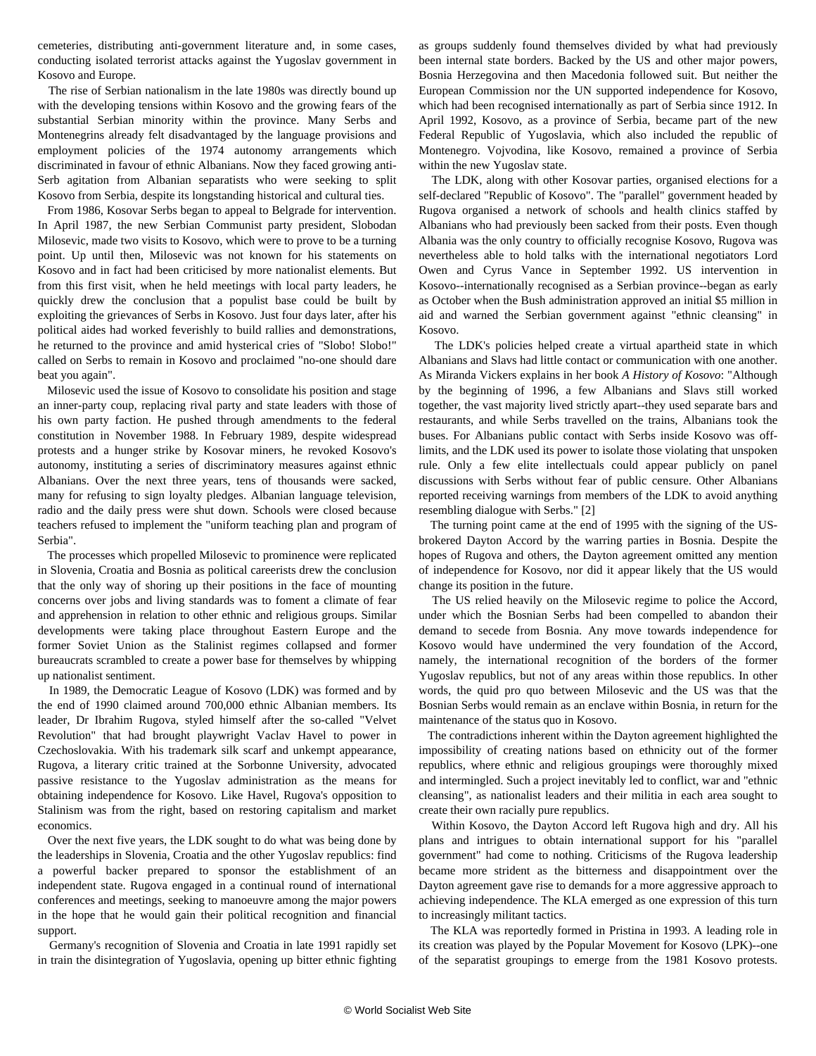cemeteries, distributing anti-government literature and, in some cases, conducting isolated terrorist attacks against the Yugoslav government in Kosovo and Europe.

The rise of Serbian nationalism in the late 1980s was directly bound up with the developing tensions within Kosovo and the growing fears of the substantial Serbian minority within the province. Many Serbs and Montenegrins already felt disadvantaged by the language provisions and employment policies of the 1974 autonomy arrangements which discriminated in favour of ethnic Albanians. Now they faced growing anti-Serb agitation from Albanian separatists who were seeking to split Kosovo from Serbia, despite its longstanding historical and cultural ties.

From 1986, Kosovar Serbs began to appeal to Belgrade for intervention. In April 1987, the new Serbian Communist party president, Slobodan Milosevic, made two visits to Kosovo, which were to prove to be a turning point. Up until then, Milosevic was not known for his statements on Kosovo and in fact had been criticised by more nationalist elements. But from this first visit, when he held meetings with local party leaders, he quickly drew the conclusion that a populist base could be built by exploiting the grievances of Serbs in Kosovo. Just four days later, after his political aides had worked feverishly to build rallies and demonstrations, he returned to the province and amid hysterical cries of "Slobo! Slobo!" called on Serbs to remain in Kosovo and proclaimed "no-one should dare beat you again".

Milosevic used the issue of Kosovo to consolidate his position and stage an inner-party coup, replacing rival party and state leaders with those of his own party faction. He pushed through amendments to the federal constitution in November 1988. In February 1989, despite widespread protests and a hunger strike by Kosovar miners, he revoked Kosovo's autonomy, instituting a series of discriminatory measures against ethnic Albanians. Over the next three years, tens of thousands were sacked, many for refusing to sign loyalty pledges. Albanian language television, radio and the daily press were shut down. Schools were closed because teachers refused to implement the "uniform teaching plan and program of Serbia".

The processes which propelled Milosevic to prominence were replicated in Slovenia, Croatia and Bosnia as political careerists drew the conclusion that the only way of shoring up their positions in the face of mounting concerns over jobs and living standards was to foment a climate of fear and apprehension in relation to other ethnic and religious groups. Similar developments were taking place throughout Eastern Europe and the former Soviet Union as the Stalinist regimes collapsed and former bureaucrats scrambled to create a power base for themselves by whipping up nationalist sentiment.

In 1989, the Democratic League of Kosovo (LDK) was formed and by the end of 1990 claimed around 700,000 ethnic Albanian members. Its leader, Dr Ibrahim Rugova, styled himself after the so-called "Velvet Revolution" that had brought playwright Vaclav Havel to power in Czechoslovakia. With his trademark silk scarf and unkempt appearance, Rugova, a literary critic trained at the Sorbonne University, advocated passive resistance to the Yugoslav administration as the means for obtaining independence for Kosovo. Like Havel, Rugova's opposition to Stalinism was from the right, based on restoring capitalism and market economics.

Over the next five years, the LDK sought to do what was being done by the leaderships in Slovenia, Croatia and the other Yugoslav republics: find a powerful backer prepared to sponsor the establishment of an independent state. Rugova engaged in a continual round of international conferences and meetings, seeking to manoeuvre among the major powers in the hope that he would gain their political recognition and financial support.

Germany's recognition of Slovenia and Croatia in late 1991 rapidly set in train the disintegration of Yugoslavia, opening up bitter ethnic fighting as groups suddenly found themselves divided by what had previously been internal state borders. Backed by the US and other major powers, Bosnia Herzegovina and then Macedonia followed suit. But neither the European Commission nor the UN supported independence for Kosovo, which had been recognised internationally as part of Serbia since 1912. In April 1992, Kosovo, as a province of Serbia, became part of the new Federal Republic of Yugoslavia, which also included the republic of Montenegro. Vojvodina, like Kosovo, remained a province of Serbia within the new Yugoslav state.

The LDK, along with other Kosovar parties, organised elections for a self-declared "Republic of Kosovo". The "parallel" government headed by Rugova organised a network of schools and health clinics staffed by Albanians who had previously been sacked from their posts. Even though Albania was the only country to officially recognise Kosovo, Rugova was nevertheless able to hold talks with the international negotiators Lord Owen and Cyrus Vance in September 1992. US intervention in Kosovo--internationally recognised as a Serbian province--began as early as October when the Bush administration approved an initial $5 million in aid and warned the Serbian government against "ethnic cleansing" in Kosovo.

The LDK's policies helped create a virtual apartheid state in which Albanians and Slavs had little contact or communication with one another. As Miranda Vickers explains in her book *A History of Kosovo*: "Although by the beginning of 1996, a few Albanians and Slavs still worked together, the vast majority lived strictly apart--they used separate bars and restaurants, and while Serbs travelled on the trains, Albanians took the buses. For Albanians public contact with Serbs inside Kosovo was off-limits, and the LDK used its power to isolate those violating that unspoken rule. Only a few elite intellectuals could appear publicly on panel discussions with Serbs without fear of public censure. Other Albanians reported receiving warnings from members of the LDK to avoid anything resembling dialogue with Serbs." [2]

The turning point came at the end of 1995 with the signing of the US-brokered Dayton Accord by the warring parties in Bosnia. Despite the hopes of Rugova and others, the Dayton agreement omitted any mention of independence for Kosovo, nor did it appear likely that the US would change its position in the future.

The US relied heavily on the Milosevic regime to police the Accord, under which the Bosnian Serbs had been compelled to abandon their demand to secede from Bosnia. Any move towards independence for Kosovo would have undermined the very foundation of the Accord, namely, the international recognition of the borders of the former Yugoslav republics, but not of any areas within those republics. In other words, the quid pro quo between Milosevic and the US was that the Bosnian Serbs would remain as an enclave within Bosnia, in return for the maintenance of the status quo in Kosovo.

The contradictions inherent within the Dayton agreement highlighted the impossibility of creating nations based on ethnicity out of the former republics, where ethnic and religious groupings were thoroughly mixed and intermingled. Such a project inevitably led to conflict, war and "ethnic cleansing", as nationalist leaders and their militia in each area sought to create their own racially pure republics.

Within Kosovo, the Dayton Accord left Rugova high and dry. All his plans and intrigues to obtain international support for his "parallel government" had come to nothing. Criticisms of the Rugova leadership became more strident as the bitterness and disappointment over the Dayton agreement gave rise to demands for a more aggressive approach to achieving independence. The KLA emerged as one expression of this turn to increasingly militant tactics.

The KLA was reportedly formed in Pristina in 1993. A leading role in its creation was played by the Popular Movement for Kosovo (LPK)--one of the separatist groupings to emerge from the 1981 Kosovo protests.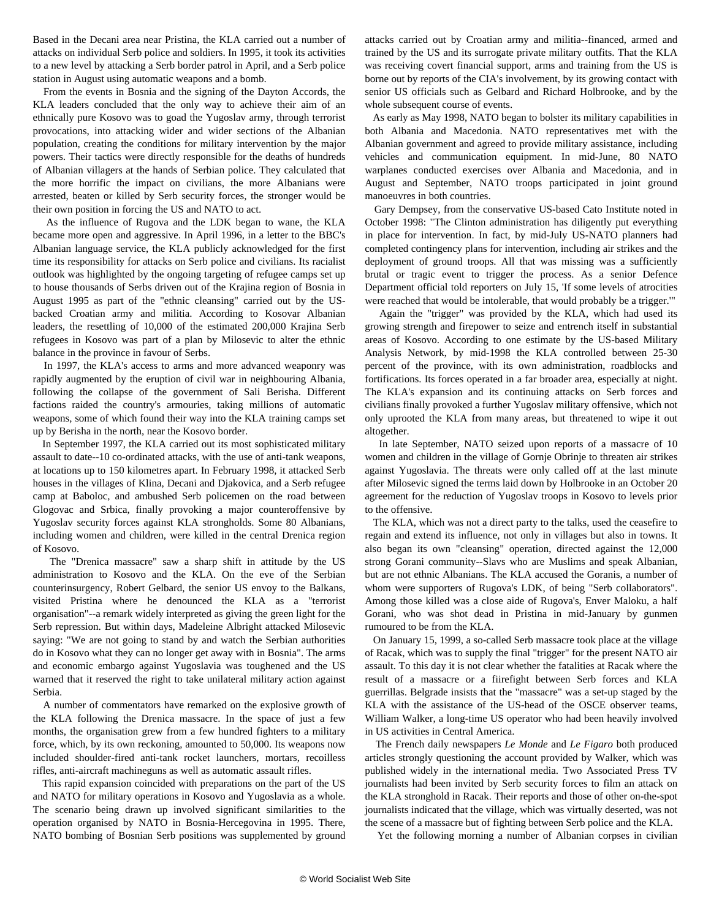Based in the Decani area near Pristina, the KLA carried out a number of attacks on individual Serb police and soldiers. In 1995, it took its activities to a new level by attacking a Serb border patrol in April, and a Serb police station in August using automatic weapons and a bomb.

From the events in Bosnia and the signing of the Dayton Accords, the KLA leaders concluded that the only way to achieve their aim of an ethnically pure Kosovo was to goad the Yugoslav army, through terrorist provocations, into attacking wider and wider sections of the Albanian population, creating the conditions for military intervention by the major powers. Their tactics were directly responsible for the deaths of hundreds of Albanian villagers at the hands of Serbian police. They calculated that the more horrific the impact on civilians, the more Albanians were arrested, beaten or killed by Serb security forces, the stronger would be their own position in forcing the US and NATO to act.

As the influence of Rugova and the LDK began to wane, the KLA became more open and aggressive. In April 1996, in a letter to the BBC's Albanian language service, the KLA publicly acknowledged for the first time its responsibility for attacks on Serb police and civilians. Its racialist outlook was highlighted by the ongoing targeting of refugee camps set up to house thousands of Serbs driven out of the Krajina region of Bosnia in August 1995 as part of the "ethnic cleansing" carried out by the US-backed Croatian army and militia. According to Kosovar Albanian leaders, the resettling of 10,000 of the estimated 200,000 Krajina Serb refugees in Kosovo was part of a plan by Milosevic to alter the ethnic balance in the province in favour of Serbs.

In 1997, the KLA's access to arms and more advanced weaponry was rapidly augmented by the eruption of civil war in neighbouring Albania, following the collapse of the government of Sali Berisha. Different factions raided the country's armouries, taking millions of automatic weapons, some of which found their way into the KLA training camps set up by Berisha in the north, near the Kosovo border.

In September 1997, the KLA carried out its most sophisticated military assault to date--10 co-ordinated attacks, with the use of anti-tank weapons, at locations up to 150 kilometres apart. In February 1998, it attacked Serb houses in the villages of Klina, Decani and Djakovica, and a Serb refugee camp at Baboloc, and ambushed Serb policemen on the road between Glogovac and Srbica, finally provoking a major counteroffensive by Yugoslav security forces against KLA strongholds. Some 80 Albanians, including women and children, were killed in the central Drenica region of Kosovo.

The "Drenica massacre" saw a sharp shift in attitude by the US administration to Kosovo and the KLA. On the eve of the Serbian counterinsurgency, Robert Gelbard, the senior US envoy to the Balkans, visited Pristina where he denounced the KLA as a "terrorist organisation"--a remark widely interpreted as giving the green light for the Serb repression. But within days, Madeleine Albright attacked Milosevic saying: "We are not going to stand by and watch the Serbian authorities do in Kosovo what they can no longer get away with in Bosnia". The arms and economic embargo against Yugoslavia was toughened and the US warned that it reserved the right to take unilateral military action against Serbia.

A number of commentators have remarked on the explosive growth of the KLA following the Drenica massacre. In the space of just a few months, the organisation grew from a few hundred fighters to a military force, which, by its own reckoning, amounted to 50,000. Its weapons now included shoulder-fired anti-tank rocket launchers, mortars, recoilless rifles, anti-aircraft machineguns as well as automatic assault rifles.

This rapid expansion coincided with preparations on the part of the US and NATO for military operations in Kosovo and Yugoslavia as a whole. The scenario being drawn up involved significant similarities to the operation organised by NATO in Bosnia-Hercegovina in 1995. There, NATO bombing of Bosnian Serb positions was supplemented by ground attacks carried out by Croatian army and militia--financed, armed and trained by the US and its surrogate private military outfits. That the KLA was receiving covert financial support, arms and training from the US is borne out by reports of the CIA's involvement, by its growing contact with senior US officials such as Gelbard and Richard Holbrooke, and by the whole subsequent course of events.

As early as May 1998, NATO began to bolster its military capabilities in both Albania and Macedonia. NATO representatives met with the Albanian government and agreed to provide military assistance, including vehicles and communication equipment. In mid-June, 80 NATO warplanes conducted exercises over Albania and Macedonia, and in August and September, NATO troops participated in joint ground manoeuvres in both countries.

Gary Dempsey, from the conservative US-based Cato Institute noted in October 1998: "The Clinton administration has diligently put everything in place for intervention. In fact, by mid-July US-NATO planners had completed contingency plans for intervention, including air strikes and the deployment of ground troops. All that was missing was a sufficiently brutal or tragic event to trigger the process. As a senior Defence Department official told reporters on July 15, 'If some levels of atrocities were reached that would be intolerable, that would probably be a trigger.'"

Again the "trigger" was provided by the KLA, which had used its growing strength and firepower to seize and entrench itself in substantial areas of Kosovo. According to one estimate by the US-based Military Analysis Network, by mid-1998 the KLA controlled between 25-30 percent of the province, with its own administration, roadblocks and fortifications. Its forces operated in a far broader area, especially at night. The KLA's expansion and its continuing attacks on Serb forces and civilians finally provoked a further Yugoslav military offensive, which not only uprooted the KLA from many areas, but threatened to wipe it out altogether.

In late September, NATO seized upon reports of a massacre of 10 women and children in the village of Gornje Obrinje to threaten air strikes against Yugoslavia. The threats were only called off at the last minute after Milosevic signed the terms laid down by Holbrooke in an October 20 agreement for the reduction of Yugoslav troops in Kosovo to levels prior to the offensive.

The KLA, which was not a direct party to the talks, used the ceasefire to regain and extend its influence, not only in villages but also in towns. It also began its own "cleansing" operation, directed against the 12,000 strong Gorani community--Slavs who are Muslims and speak Albanian, but are not ethnic Albanians. The KLA accused the Goranis, a number of whom were supporters of Rugova's LDK, of being "Serb collaborators". Among those killed was a close aide of Rugova's, Enver Maloku, a half Gorani, who was shot dead in Pristina in mid-January by gunmen rumoured to be from the KLA.

On January 15, 1999, a so-called Serb massacre took place at the village of Racak, which was to supply the final "trigger" for the present NATO air assault. To this day it is not clear whether the fatalities at Racak where the result of a massacre or a fiirefight between Serb forces and KLA guerrillas. Belgrade insists that the "massacre" was a set-up staged by the KLA with the assistance of the US-head of the OSCE observer teams, William Walker, a long-time US operator who had been heavily involved in US activities in Central America.

The French daily newspapers *Le Monde* and *Le Figaro* both produced articles strongly questioning the account provided by Walker, which was published widely in the international media. Two Associated Press TV journalists had been invited by Serb security forces to film an attack on the KLA stronghold in Racak. Their reports and those of other on-the-spot journalists indicated that the village, which was virtually deserted, was not the scene of a massacre but of fighting between Serb police and the KLA.

Yet the following morning a number of Albanian corpses in civilian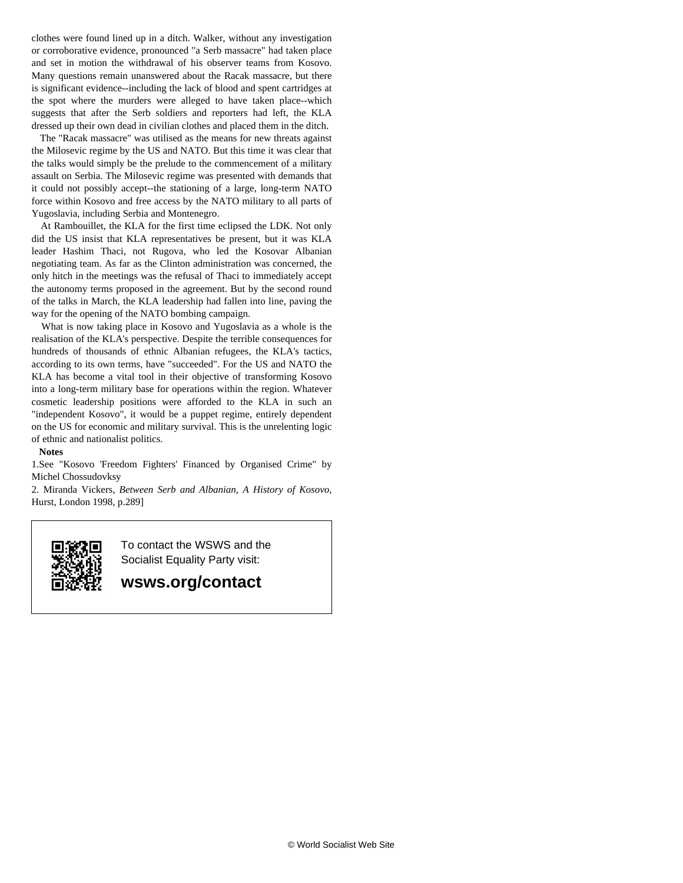clothes were found lined up in a ditch. Walker, without any investigation or corroborative evidence, pronounced "a Serb massacre" had taken place and set in motion the withdrawal of his observer teams from Kosovo. Many questions remain unanswered about the Racak massacre, but there is significant evidence--including the lack of blood and spent cartridges at the spot where the murders were alleged to have taken place--which suggests that after the Serb soldiers and reporters had left, the KLA dressed up their own dead in civilian clothes and placed them in the ditch.

The "Racak massacre" was utilised as the means for new threats against the Milosevic regime by the US and NATO. But this time it was clear that the talks would simply be the prelude to the commencement of a military assault on Serbia. The Milosevic regime was presented with demands that it could not possibly accept--the stationing of a large, long-term NATO force within Kosovo and free access by the NATO military to all parts of Yugoslavia, including Serbia and Montenegro.

At Rambouillet, the KLA for the first time eclipsed the LDK. Not only did the US insist that KLA representatives be present, but it was KLA leader Hashim Thaci, not Rugova, who led the Kosovar Albanian negotiating team. As far as the Clinton administration was concerned, the only hitch in the meetings was the refusal of Thaci to immediately accept the autonomy terms proposed in the agreement. But by the second round of the talks in March, the KLA leadership had fallen into line, paving the way for the opening of the NATO bombing campaign.

What is now taking place in Kosovo and Yugoslavia as a whole is the realisation of the KLA's perspective. Despite the terrible consequences for hundreds of thousands of ethnic Albanian refugees, the KLA's tactics, according to its own terms, have "succeeded". For the US and NATO the KLA has become a vital tool in their objective of transforming Kosovo into a long-term military base for operations within the region. Whatever cosmetic leadership positions were afforded to the KLA in such an "independent Kosovo", it would be a puppet regime, entirely dependent on the US for economic and military survival. This is the unrelenting logic of ethnic and nationalist politics.

**Notes**

1.See "Kosovo 'Freedom Fighters' Financed by Organised Crime" by Michel Chossudovksy

2. Miranda Vickers, *Between Serb and Albanian, A History of Kosovo*, Hurst, London 1998, p.289]

To contact the WSWS and the Socialist Equality Party visit:

**wsws.org/contact**